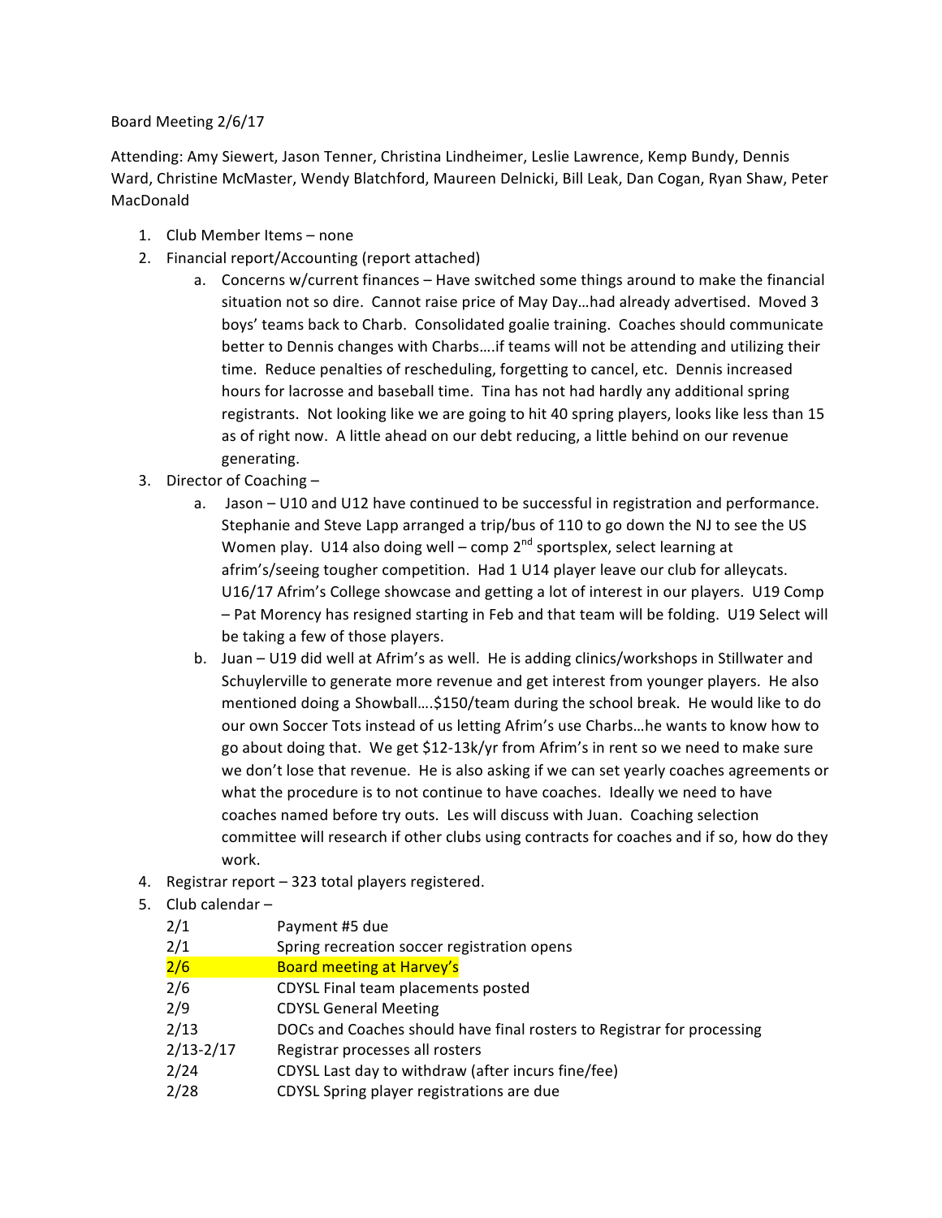Board Meeting 2/6/17

Attending: Amy Siewert, Jason Tenner, Christina Lindheimer, Leslie Lawrence, Kemp Bundy, Dennis Ward, Christine McMaster, Wendy Blatchford, Maureen Delnicki, Bill Leak, Dan Cogan, Ryan Shaw, Peter MacDonald

1. Club Member Items – none
2. Financial report/Accounting (report attached)
    a. Concerns w/current finances – Have switched some things around to make the financial situation not so dire. Cannot raise price of May Day…had already advertised. Moved 3 boys' teams back to Charb. Consolidated goalie training. Coaches should communicate better to Dennis changes with Charbs….if teams will not be attending and utilizing their time. Reduce penalties of rescheduling, forgetting to cancel, etc. Dennis increased hours for lacrosse and baseball time. Tina has not had hardly any additional spring registrants. Not looking like we are going to hit 40 spring players, looks like less than 15 as of right now. A little ahead on our debt reducing, a little behind on our revenue generating.
3. Director of Coaching –
    a. Jason – U10 and U12 have continued to be successful in registration and performance. Stephanie and Steve Lapp arranged a trip/bus of 110 to go down the NJ to see the US Women play. U14 also doing well – comp 2nd sportsplex, select learning at afrim's/seeing tougher competition. Had 1 U14 player leave our club for alleycats. U16/17 Afrim's College showcase and getting a lot of interest in our players. U19 Comp – Pat Morency has resigned starting in Feb and that team will be folding. U19 Select will be taking a few of those players.
    b. Juan – U19 did well at Afrim's as well. He is adding clinics/workshops in Stillwater and Schuylerville to generate more revenue and get interest from younger players. He also mentioned doing a Showball….$150/team during the school break. He would like to do our own Soccer Tots instead of us letting Afrim's use Charbs…he wants to know how to go about doing that. We get $12-13k/yr from Afrim's in rent so we need to make sure we don't lose that revenue. He is also asking if we can set yearly coaches agreements or what the procedure is to not continue to have coaches. Ideally we need to have coaches named before try outs. Les will discuss with Juan. Coaching selection committee will research if other clubs using contracts for coaches and if so, how do they work.
4. Registrar report – 323 total players registered.
5. Club calendar –

| | |
|---|---|
| 2/1 | Payment #5 due |
| 2/1 | Spring recreation soccer registration opens |
| 2/6 | Board meeting at Harvey's |
| 2/6 | CDYSL Final team placements posted |
| 2/9 | CDYSL General Meeting |
| 2/13 | DOCs and Coaches should have final rosters to Registrar for processing |
| 2/13-2/17 | Registrar processes all rosters |
| 2/24 | CDYSL Last day to withdraw (after incurs fine/fee) |
| 2/28 | CDYSL Spring player registrations are due |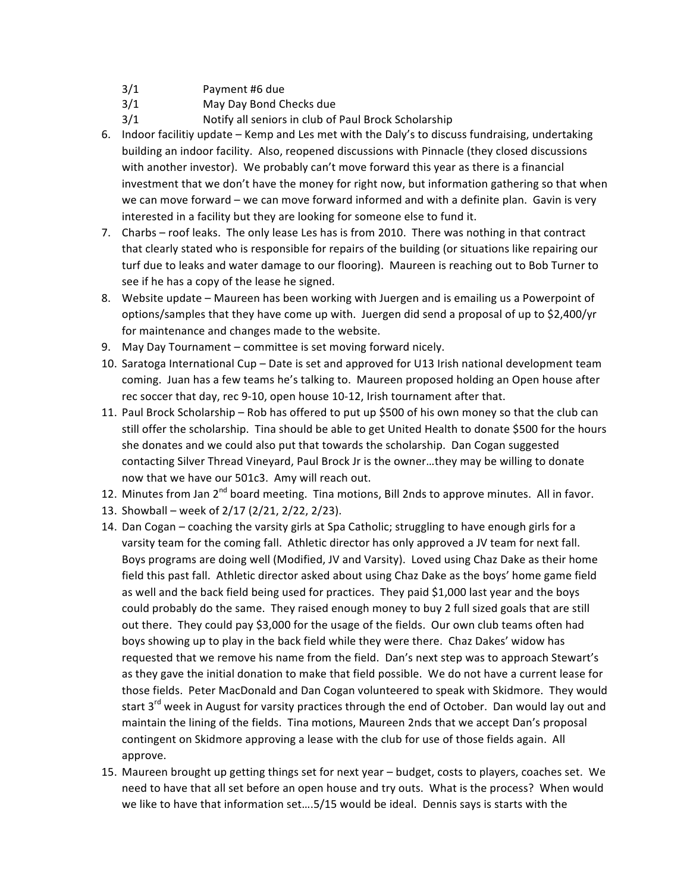3/1 Payment #6 due
3/1 May Day Bond Checks due
3/1 Notify all seniors in club of Paul Brock Scholarship

6. Indoor facilitiy update – Kemp and Les met with the Daly's to discuss fundraising, undertaking building an indoor facility. Also, reopened discussions with Pinnacle (they closed discussions with another investor). We probably can't move forward this year as there is a financial investment that we don't have the money for right now, but information gathering so that when we can move forward – we can move forward informed and with a definite plan. Gavin is very interested in a facility but they are looking for someone else to fund it.
7. Charbs – roof leaks. The only lease Les has is from 2010. There was nothing in that contract that clearly stated who is responsible for repairs of the building (or situations like repairing our turf due to leaks and water damage to our flooring). Maureen is reaching out to Bob Turner to see if he has a copy of the lease he signed.
8. Website update – Maureen has been working with Juergen and is emailing us a Powerpoint of options/samples that they have come up with. Juergen did send a proposal of up to $2,400/yr for maintenance and changes made to the website.
9. May Day Tournament – committee is set moving forward nicely.
10. Saratoga International Cup – Date is set and approved for U13 Irish national development team coming. Juan has a few teams he's talking to. Maureen proposed holding an Open house after rec soccer that day, rec 9-10, open house 10-12, Irish tournament after that.
11. Paul Brock Scholarship – Rob has offered to put up $500 of his own money so that the club can still offer the scholarship. Tina should be able to get United Health to donate $500 for the hours she donates and we could also put that towards the scholarship. Dan Cogan suggested contacting Silver Thread Vineyard, Paul Brock Jr is the owner…they may be willing to donate now that we have our 501c3. Amy will reach out.
12. Minutes from Jan 2nd board meeting. Tina motions, Bill 2nds to approve minutes. All in favor.
13. Showball – week of 2/17 (2/21, 2/22, 2/23).
14. Dan Cogan – coaching the varsity girls at Spa Catholic; struggling to have enough girls for a varsity team for the coming fall. Athletic director has only approved a JV team for next fall. Boys programs are doing well (Modified, JV and Varsity). Loved using Chaz Dake as their home field this past fall. Athletic director asked about using Chaz Dake as the boys' home game field as well and the back field being used for practices. They paid $1,000 last year and the boys could probably do the same. They raised enough money to buy 2 full sized goals that are still out there. They could pay $3,000 for the usage of the fields. Our own club teams often had boys showing up to play in the back field while they were there. Chaz Dakes' widow has requested that we remove his name from the field. Dan's next step was to approach Stewart's as they gave the initial donation to make that field possible. We do not have a current lease for those fields. Peter MacDonald and Dan Cogan volunteered to speak with Skidmore. They would start 3rd week in August for varsity practices through the end of October. Dan would lay out and maintain the lining of the fields. Tina motions, Maureen 2nds that we accept Dan's proposal contingent on Skidmore approving a lease with the club for use of those fields again. All approve.
15. Maureen brought up getting things set for next year – budget, costs to players, coaches set. We need to have that all set before an open house and try outs. What is the process? When would we like to have that information set….5/15 would be ideal. Dennis says is starts with the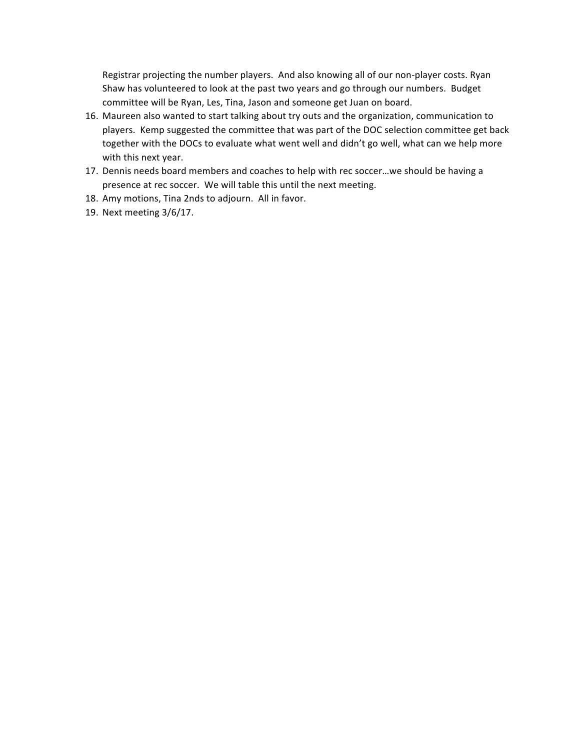Registrar projecting the number players. And also knowing all of our non-player costs. Ryan Shaw has volunteered to look at the past two years and go through our numbers. Budget committee will be Ryan, Les, Tina, Jason and someone get Juan on board.

16. Maureen also wanted to start talking about try outs and the organization, communication to players. Kemp suggested the committee that was part of the DOC selection committee get back together with the DOCs to evaluate what went well and didn't go well, what can we help more with this next year.
17. Dennis needs board members and coaches to help with rec soccer…we should be having a presence at rec soccer. We will table this until the next meeting.
18. Amy motions, Tina 2nds to adjourn. All in favor.
19. Next meeting 3/6/17.